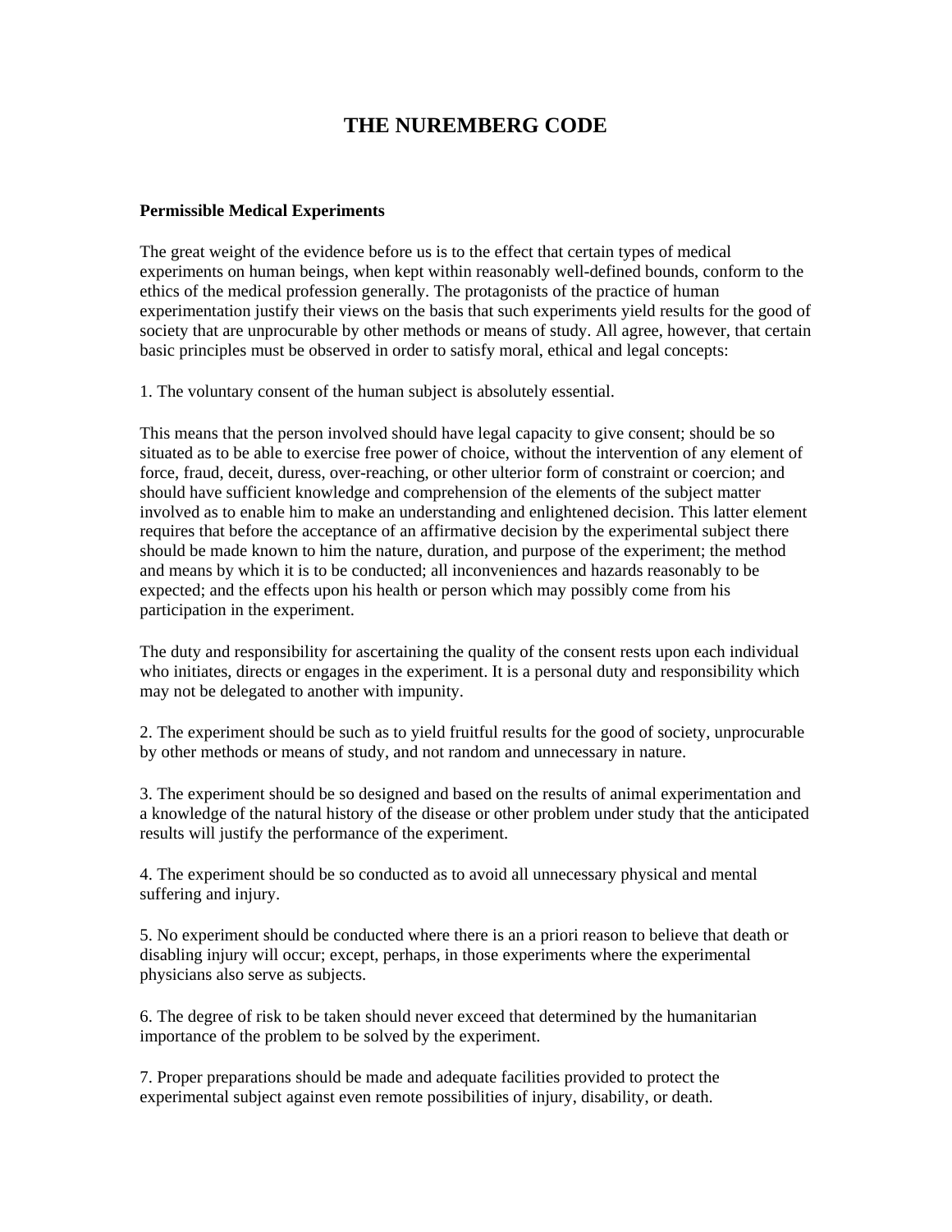# THE NUREMBERG CODE

**Permissible Medical Experiments**

The great weight of the evidence before us is to the effect that certain types of medical experiments on human beings, when kept within reasonably well-defined bounds, conform to the ethics of the medical profession generally. The protagonists of the practice of human experimentation justify their views on the basis that such experiments yield results for the good of society that are unprocurable by other methods or means of study. All agree, however, that certain basic principles must be observed in order to satisfy moral, ethical and legal concepts:

1. The voluntary consent of the human subject is absolutely essential.

This means that the person involved should have legal capacity to give consent; should be so situated as to be able to exercise free power of choice, without the intervention of any element of force, fraud, deceit, duress, over-reaching, or other ulterior form of constraint or coercion; and should have sufficient knowledge and comprehension of the elements of the subject matter involved as to enable him to make an understanding and enlightened decision. This latter element requires that before the acceptance of an affirmative decision by the experimental subject there should be made known to him the nature, duration, and purpose of the experiment; the method and means by which it is to be conducted; all inconveniences and hazards reasonably to be expected; and the effects upon his health or person which may possibly come from his participation in the experiment.

The duty and responsibility for ascertaining the quality of the consent rests upon each individual who initiates, directs or engages in the experiment. It is a personal duty and responsibility which may not be delegated to another with impunity.

2. The experiment should be such as to yield fruitful results for the good of society, unprocurable by other methods or means of study, and not random and unnecessary in nature.

3. The experiment should be so designed and based on the results of animal experimentation and a knowledge of the natural history of the disease or other problem under study that the anticipated results will justify the performance of the experiment.

4. The experiment should be so conducted as to avoid all unnecessary physical and mental suffering and injury.

5. No experiment should be conducted where there is an a priori reason to believe that death or disabling injury will occur; except, perhaps, in those experiments where the experimental physicians also serve as subjects.

6. The degree of risk to be taken should never exceed that determined by the humanitarian importance of the problem to be solved by the experiment.

7. Proper preparations should be made and adequate facilities provided to protect the experimental subject against even remote possibilities of injury, disability, or death.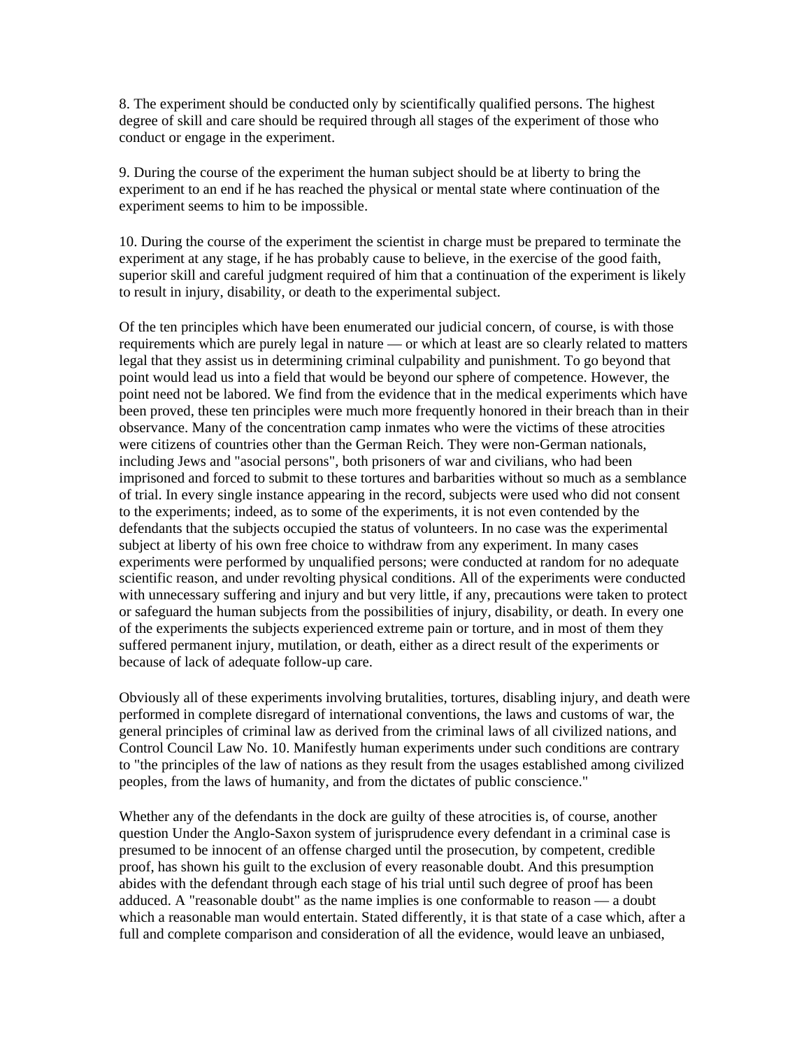8. The experiment should be conducted only by scientifically qualified persons. The highest degree of skill and care should be required through all stages of the experiment of those who conduct or engage in the experiment.

9. During the course of the experiment the human subject should be at liberty to bring the experiment to an end if he has reached the physical or mental state where continuation of the experiment seems to him to be impossible.

10. During the course of the experiment the scientist in charge must be prepared to terminate the experiment at any stage, if he has probably cause to believe, in the exercise of the good faith, superior skill and careful judgment required of him that a continuation of the experiment is likely to result in injury, disability, or death to the experimental subject.

Of the ten principles which have been enumerated our judicial concern, of course, is with those requirements which are purely legal in nature — or which at least are so clearly related to matters legal that they assist us in determining criminal culpability and punishment. To go beyond that point would lead us into a field that would be beyond our sphere of competence. However, the point need not be labored. We find from the evidence that in the medical experiments which have been proved, these ten principles were much more frequently honored in their breach than in their observance. Many of the concentration camp inmates who were the victims of these atrocities were citizens of countries other than the German Reich. They were non-German nationals, including Jews and "asocial persons", both prisoners of war and civilians, who had been imprisoned and forced to submit to these tortures and barbarities without so much as a semblance of trial. In every single instance appearing in the record, subjects were used who did not consent to the experiments; indeed, as to some of the experiments, it is not even contended by the defendants that the subjects occupied the status of volunteers. In no case was the experimental subject at liberty of his own free choice to withdraw from any experiment. In many cases experiments were performed by unqualified persons; were conducted at random for no adequate scientific reason, and under revolting physical conditions. All of the experiments were conducted with unnecessary suffering and injury and but very little, if any, precautions were taken to protect or safeguard the human subjects from the possibilities of injury, disability, or death. In every one of the experiments the subjects experienced extreme pain or torture, and in most of them they suffered permanent injury, mutilation, or death, either as a direct result of the experiments or because of lack of adequate follow-up care.

Obviously all of these experiments involving brutalities, tortures, disabling injury, and death were performed in complete disregard of international conventions, the laws and customs of war, the general principles of criminal law as derived from the criminal laws of all civilized nations, and Control Council Law No. 10. Manifestly human experiments under such conditions are contrary to "the principles of the law of nations as they result from the usages established among civilized peoples, from the laws of humanity, and from the dictates of public conscience."

Whether any of the defendants in the dock are guilty of these atrocities is, of course, another question Under the Anglo-Saxon system of jurisprudence every defendant in a criminal case is presumed to be innocent of an offense charged until the prosecution, by competent, credible proof, has shown his guilt to the exclusion of every reasonable doubt. And this presumption abides with the defendant through each stage of his trial until such degree of proof has been adduced. A "reasonable doubt" as the name implies is one conformable to reason — a doubt which a reasonable man would entertain. Stated differently, it is that state of a case which, after a full and complete comparison and consideration of all the evidence, would leave an unbiased,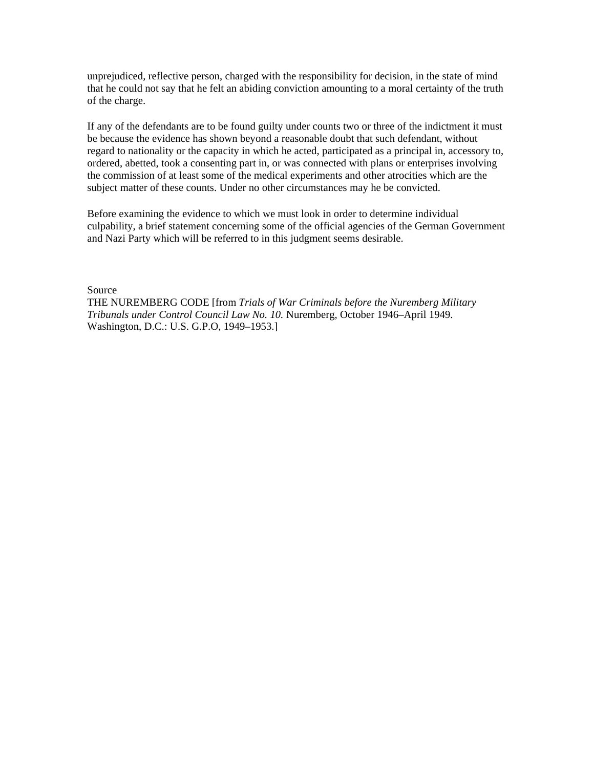unprejudiced, reflective person, charged with the responsibility for decision, in the state of mind that he could not say that he felt an abiding conviction amounting to a moral certainty of the truth of the charge.

If any of the defendants are to be found guilty under counts two or three of the indictment it must be because the evidence has shown beyond a reasonable doubt that such defendant, without regard to nationality or the capacity in which he acted, participated as a principal in, accessory to, ordered, abetted, took a consenting part in, or was connected with plans or enterprises involving the commission of at least some of the medical experiments and other atrocities which are the subject matter of these counts. Under no other circumstances may he be convicted.

Before examining the evidence to which we must look in order to determine individual culpability, a brief statement concerning some of the official agencies of the German Government and Nazi Party which will be referred to in this judgment seems desirable.

Source
THE NUREMBERG CODE [from *Trials of War Criminals before the Nuremberg Military Tribunals under Control Council Law No. 10.* Nuremberg, October 1946–April 1949. Washington, D.C.: U.S. G.P.O, 1949–1953.]